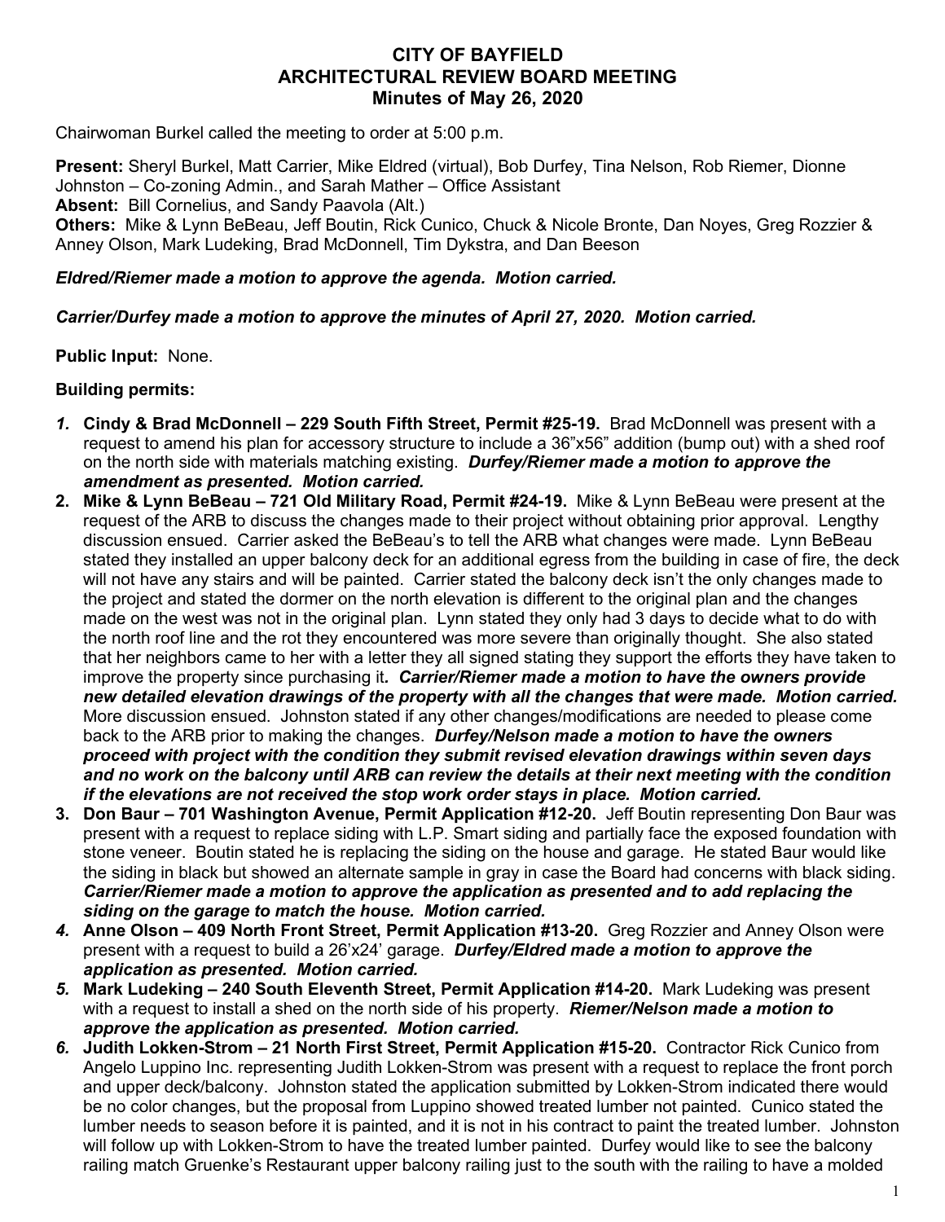# CITY OF BAYFIELD
# ARCHITECTURAL REVIEW BOARD MEETING
## Minutes of May 26, 2020

Chairwoman Burkel called the meeting to order at 5:00 p.m.

**Present:** Sheryl Burkel, Matt Carrier, Mike Eldred (virtual), Bob Durfey, Tina Nelson, Rob Riemer, Dionne Johnston – Co-zoning Admin., and Sarah Mather – Office Assistant
**Absent:** Bill Cornelius, and Sandy Paavola (Alt.)
**Others:** Mike & Lynn BeBeau, Jeff Boutin, Rick Cunico, Chuck & Nicole Bronte, Dan Noyes, Greg Rozzier & Anney Olson, Mark Ludeking, Brad McDonnell, Tim Dykstra, and Dan Beeson

***Eldred/Riemer made a motion to approve the agenda. Motion carried.***

***Carrier/Durfey made a motion to approve the minutes of April 27, 2020. Motion carried.***

**Public Input:** None.

**Building permits:**

1. **Cindy & Brad McDonnell – 229 South Fifth Street, Permit #25-19.** Brad McDonnell was present with a request to amend his plan for accessory structure to include a 36"x56" addition (bump out) with a shed roof on the north side with materials matching existing. ***Durfey/Riemer made a motion to approve the amendment as presented. Motion carried.***
2. **Mike & Lynn BeBeau – 721 Old Military Road, Permit #24-19.** Mike & Lynn BeBeau were present at the request of the ARB to discuss the changes made to their project without obtaining prior approval. Lengthy discussion ensued. Carrier asked the BeBeau's to tell the ARB what changes were made. Lynn BeBeau stated they installed an upper balcony deck for an additional egress from the building in case of fire, the deck will not have any stairs and will be painted. Carrier stated the balcony deck isn't the only changes made to the project and stated the dormer on the north elevation is different to the original plan and the changes made on the west was not in the original plan. Lynn stated they only had 3 days to decide what to do with the north roof line and the rot they encountered was more severe than originally thought. She also stated that her neighbors came to her with a letter they all signed stating they support the efforts they have taken to improve the property since purchasing it. ***Carrier/Riemer made a motion to have the owners provide new detailed elevation drawings of the property with all the changes that were made. Motion carried.*** More discussion ensued. Johnston stated if any other changes/modifications are needed to please come back to the ARB prior to making the changes. ***Durfey/Nelson made a motion to have the owners proceed with project with the condition they submit revised elevation drawings within seven days and no work on the balcony until ARB can review the details at their next meeting with the condition if the elevations are not received the stop work order stays in place. Motion carried.***
3. **Don Baur – 701 Washington Avenue, Permit Application #12-20.** Jeff Boutin representing Don Baur was present with a request to replace siding with L.P. Smart siding and partially face the exposed foundation with stone veneer. Boutin stated he is replacing the siding on the house and garage. He stated Baur would like the siding in black but showed an alternate sample in gray in case the Board had concerns with black siding. ***Carrier/Riemer made a motion to approve the application as presented and to add replacing the siding on the garage to match the house. Motion carried.***
4. **Anne Olson – 409 North Front Street, Permit Application #13-20.** Greg Rozzier and Anney Olson were present with a request to build a 26'x24' garage. ***Durfey/Eldred made a motion to approve the application as presented. Motion carried.***
5. **Mark Ludeking – 240 South Eleventh Street, Permit Application #14-20.** Mark Ludeking was present with a request to install a shed on the north side of his property. ***Riemer/Nelson made a motion to approve the application as presented. Motion carried.***
6. **Judith Lokken-Strom – 21 North First Street, Permit Application #15-20.** Contractor Rick Cunico from Angelo Luppino Inc. representing Judith Lokken-Strom was present with a request to replace the front porch and upper deck/balcony. Johnston stated the application submitted by Lokken-Strom indicated there would be no color changes, but the proposal from Luppino showed treated lumber not painted. Cunico stated the lumber needs to season before it is painted, and it is not in his contract to paint the treated lumber. Johnston will follow up with Lokken-Strom to have the treated lumber painted. Durfey would like to see the balcony railing match Gruenke's Restaurant upper balcony railing just to the south with the railing to have a molded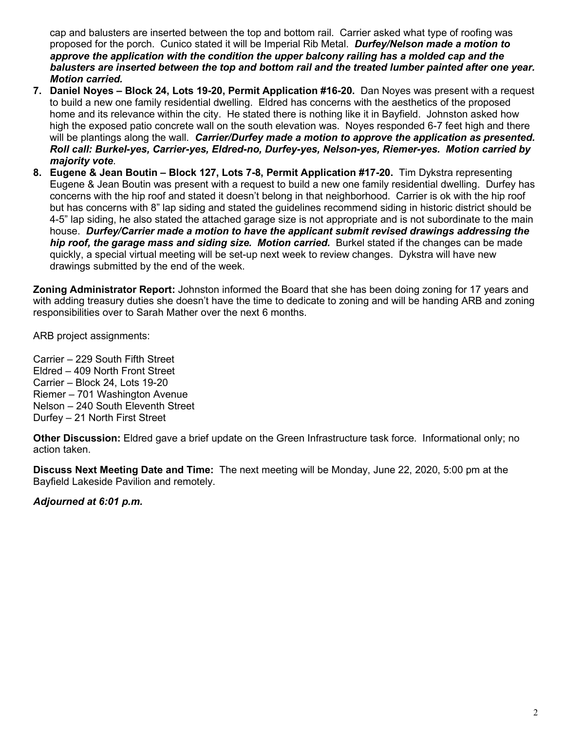cap and balusters are inserted between the top and bottom rail. Carrier asked what type of roofing was proposed for the porch. Cunico stated it will be Imperial Rib Metal. ***Durfey/Nelson made a motion to approve the application with the condition the upper balcony railing has a molded cap and the balusters are inserted between the top and bottom rail and the treated lumber painted after one year. Motion carried.***

7. **Daniel Noyes – Block 24, Lots 19-20, Permit Application #16-20.** Dan Noyes was present with a request to build a new one family residential dwelling. Eldred has concerns with the aesthetics of the proposed home and its relevance within the city. He stated there is nothing like it in Bayfield. Johnston asked how high the exposed patio concrete wall on the south elevation was. Noyes responded 6-7 feet high and there will be plantings along the wall. ***Carrier/Durfey made a motion to approve the application as presented. Roll call: Burkel-yes, Carrier-yes, Eldred-no, Durfey-yes, Nelson-yes, Riemer-yes. Motion carried by majority vote***.
8. **Eugene & Jean Boutin – Block 127, Lots 7-8, Permit Application #17-20.** Tim Dykstra representing Eugene & Jean Boutin was present with a request to build a new one family residential dwelling. Durfey has concerns with the hip roof and stated it doesn't belong in that neighborhood. Carrier is ok with the hip roof but has concerns with 8" lap siding and stated the guidelines recommend siding in historic district should be 4-5" lap siding, he also stated the attached garage size is not appropriate and is not subordinate to the main house. ***Durfey/Carrier made a motion to have the applicant submit revised drawings addressing the hip roof, the garage mass and siding size. Motion carried.*** Burkel stated if the changes can be made quickly, a special virtual meeting will be set-up next week to review changes. Dykstra will have new drawings submitted by the end of the week.

**Zoning Administrator Report:** Johnston informed the Board that she has been doing zoning for 17 years and with adding treasury duties she doesn't have the time to dedicate to zoning and will be handing ARB and zoning responsibilities over to Sarah Mather over the next 6 months.

ARB project assignments:

Carrier – 229 South Fifth Street
Eldred – 409 North Front Street
Carrier – Block 24, Lots 19-20
Riemer – 701 Washington Avenue
Nelson – 240 South Eleventh Street
Durfey – 21 North First Street

**Other Discussion:** Eldred gave a brief update on the Green Infrastructure task force. Informational only; no action taken.

**Discuss Next Meeting Date and Time:** The next meeting will be Monday, June 22, 2020, 5:00 pm at the Bayfield Lakeside Pavilion and remotely.

***Adjourned at 6:01 p.m.***